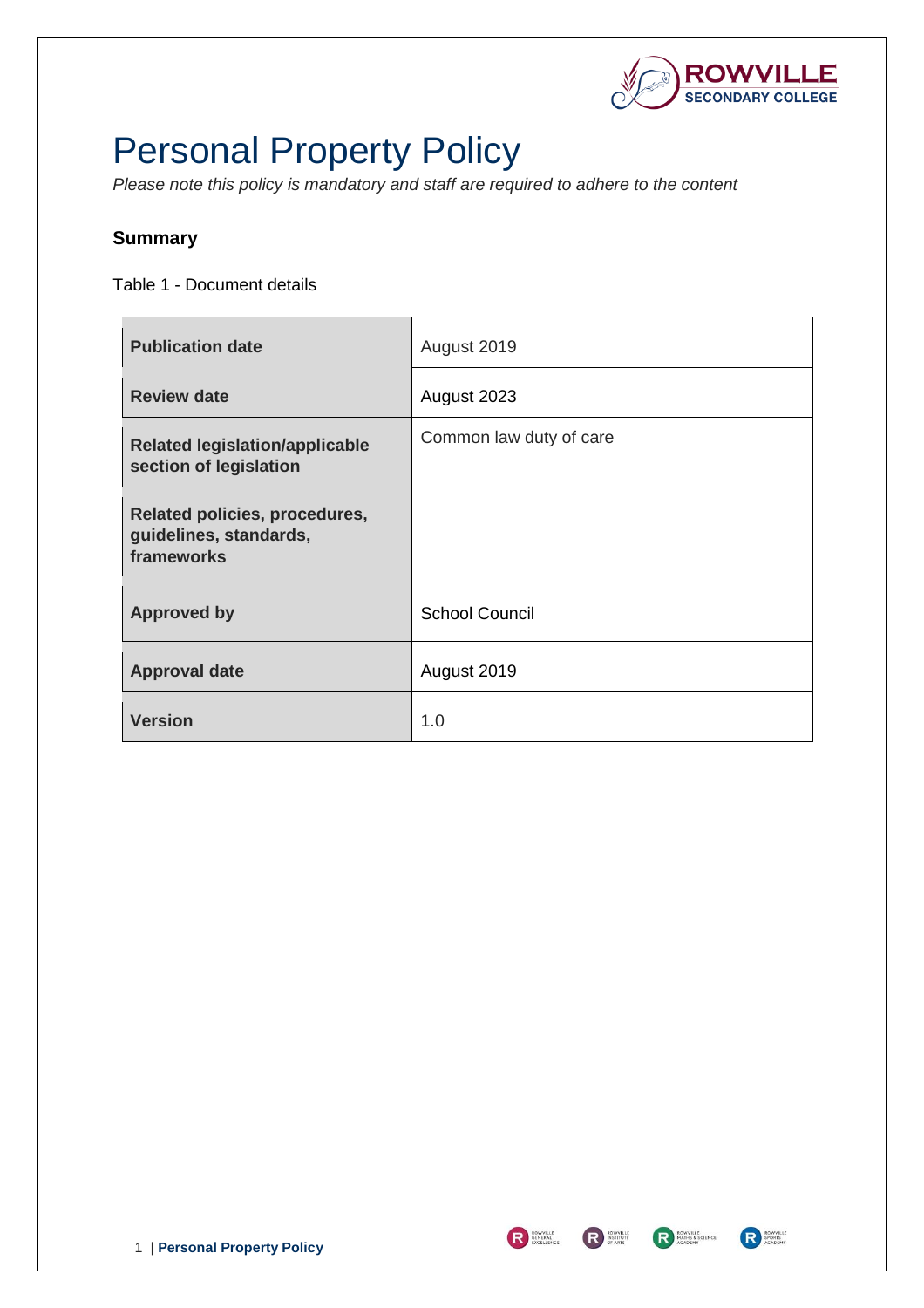# Personal Property Policy

*Please note this policy is mandatory and staff are required to adhere to the content*

### Summary

Table 1 - Document details

| | |
|---|---|
| **Publication date** | August 2019 |
| **Review date** | August 2023 |
| **Related legislation/applicable section of legislation** | Common law duty of care |
| **Related policies, procedures, guidelines, standards, frameworks** | |
| **Approved by** | School Council |
| **Approval date** | August 2019 |
| **Version** | 1.0 |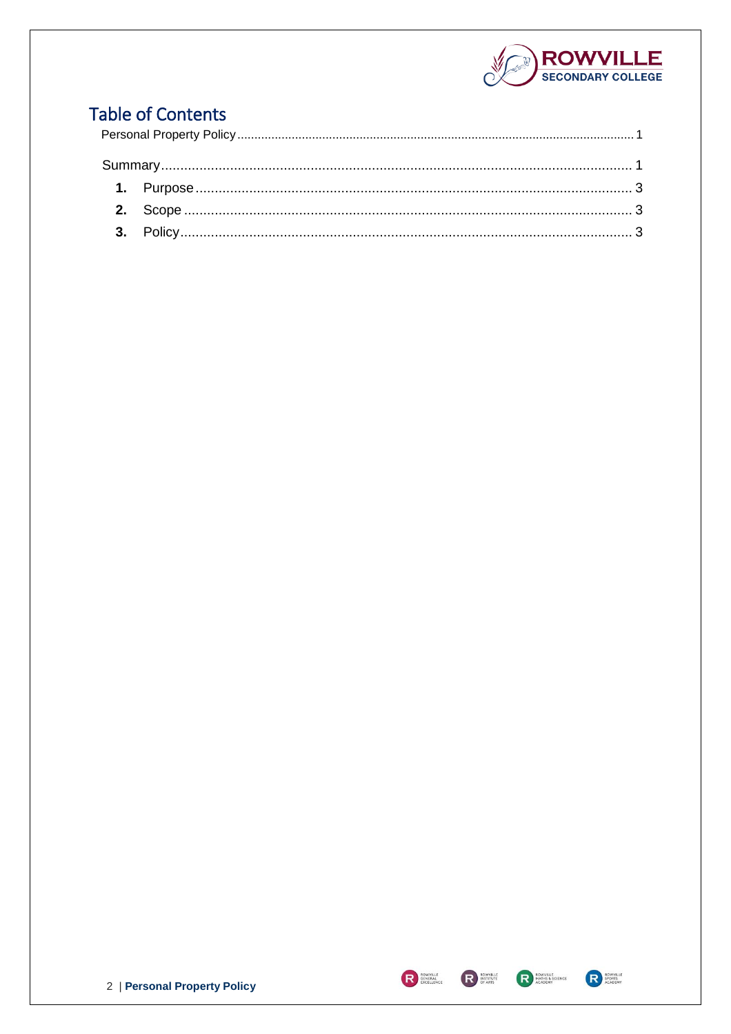# Table of Contents

Personal Property Policy ........................................................ 1

Summary ........................................................ 1

1. Purpose ........................................................ 3
2. Scope ........................................................ 3
3. Policy ........................................................ 3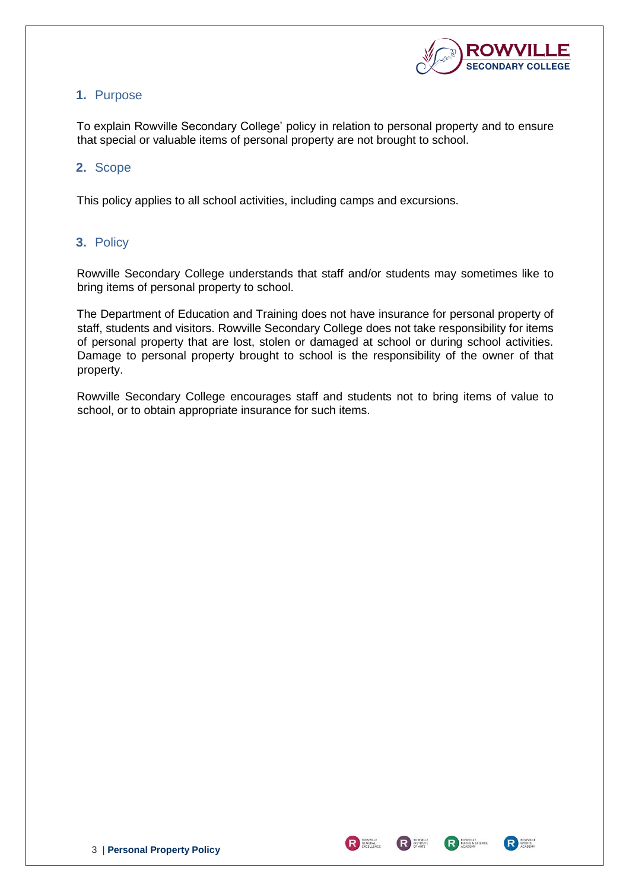## 1. Purpose

To explain Rowville Secondary College' policy in relation to personal property and to ensure that special or valuable items of personal property are not brought to school.

## 2. Scope

This policy applies to all school activities, including camps and excursions.

## 3. Policy

Rowville Secondary College understands that staff and/or students may sometimes like to bring items of personal property to school.

The Department of Education and Training does not have insurance for personal property of staff, students and visitors. Rowville Secondary College does not take responsibility for items of personal property that are lost, stolen or damaged at school or during school activities. Damage to personal property brought to school is the responsibility of the owner of that property.

Rowville Secondary College encourages staff and students not to bring items of value to school, or to obtain appropriate insurance for such items.